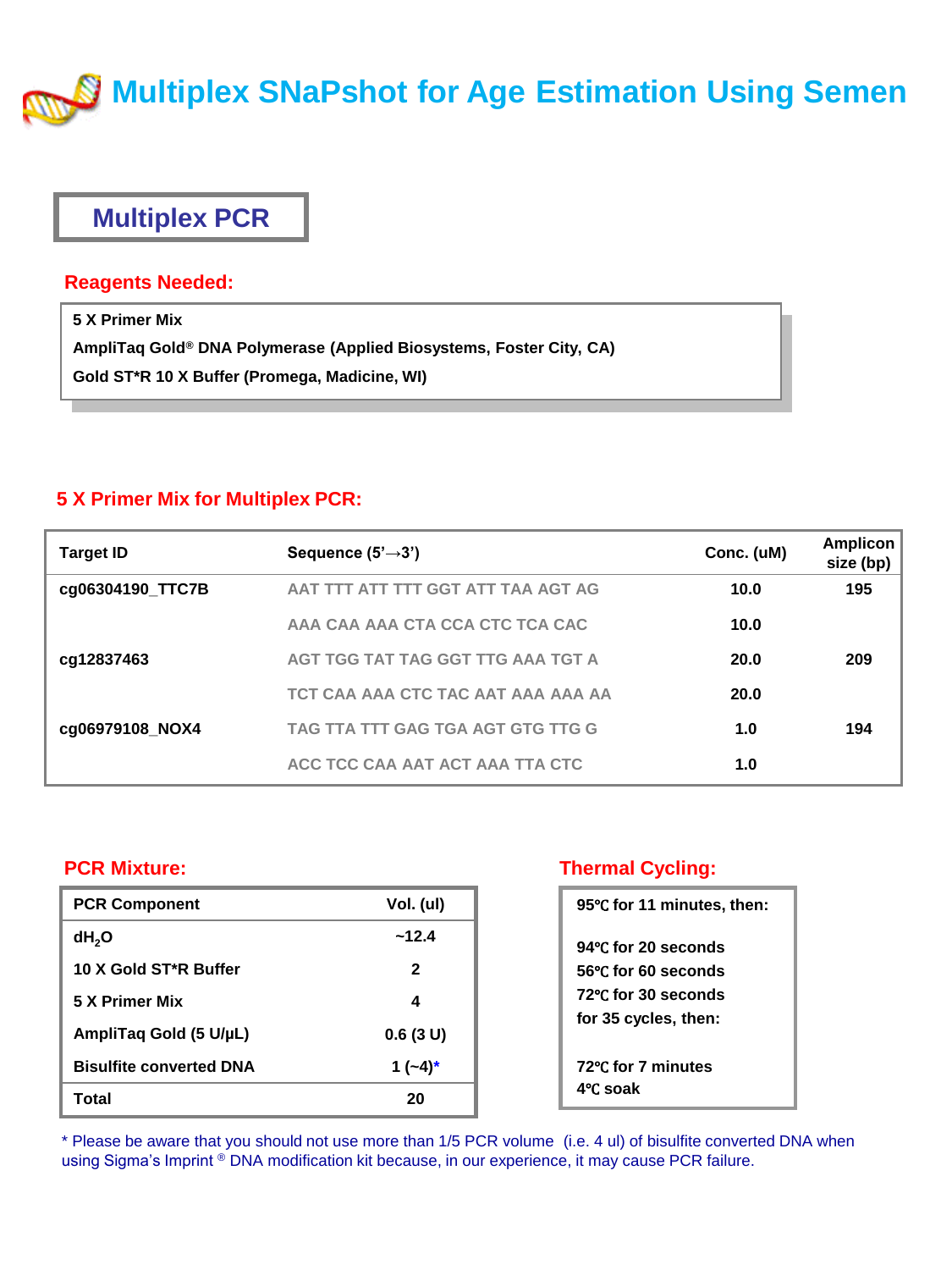# Multiplex SNaPshot for Age Estimation Using Semen

## Multiplex PCR

### Reagents Needed:

- **5 X Primer Mix**
- **AmpliTaq Gold® DNA Polymerase (Applied Biosystems, Foster City, CA)**
- **Gold ST*R 10 X Buffer (Promega, Madicine, WI)**

### 5 X Primer Mix for Multiplex PCR:

| Target ID | Sequence (5'→3') | Conc. (uM) | Amplicon size (bp) |
|---|---|---|---|
| cg06304190_TTC7B | AAT TTT ATT TTT GGT ATT TAA AGT AG | 10.0 | 195 |
| | AAA CAA AAA CTA CCA CTC TCA CAC | 10.0 | |
| cg12837463 | AGT TGG TAT TAG GGT TTG AAA TGT A | 20.0 | 209 |
| | TCT CAA AAA CTC TAC AAT AAA AAA AA | 20.0 | |
| cg06979108_NOX4 | TAG TTA TTT GAG TGA AGT GTG TTG G | 1.0 | 194 |
| | ACC TCC CAA AAT ACT AAA TTA CTC | 1.0 | |

### PCR Mixture:

| PCR Component | Vol. (ul) |
|---|---|
| $dH_2O$ | ~12.4 |
| 10 X Gold ST*R Buffer | 2 |
| 5 X Primer Mix | 4 |
| AmpliTaq Gold (5 U/μL) | 0.6 (3 U) |
| Bisulfite converted DNA | 1 (~4)* |
| Total | 20 |

### Thermal Cycling:

95℃ for 11 minutes, then:

94℃ for 20 seconds
56℃ for 60 seconds
72℃ for 30 seconds
for 35 cycles, then:

72℃ for 7 minutes
4℃ soak

* Please be aware that you should not use more than 1/5 PCR volume (i.e. 4 ul) of bisulfite converted DNA when using Sigma's Imprint ® DNA modification kit because, in our experience, it may cause PCR failure.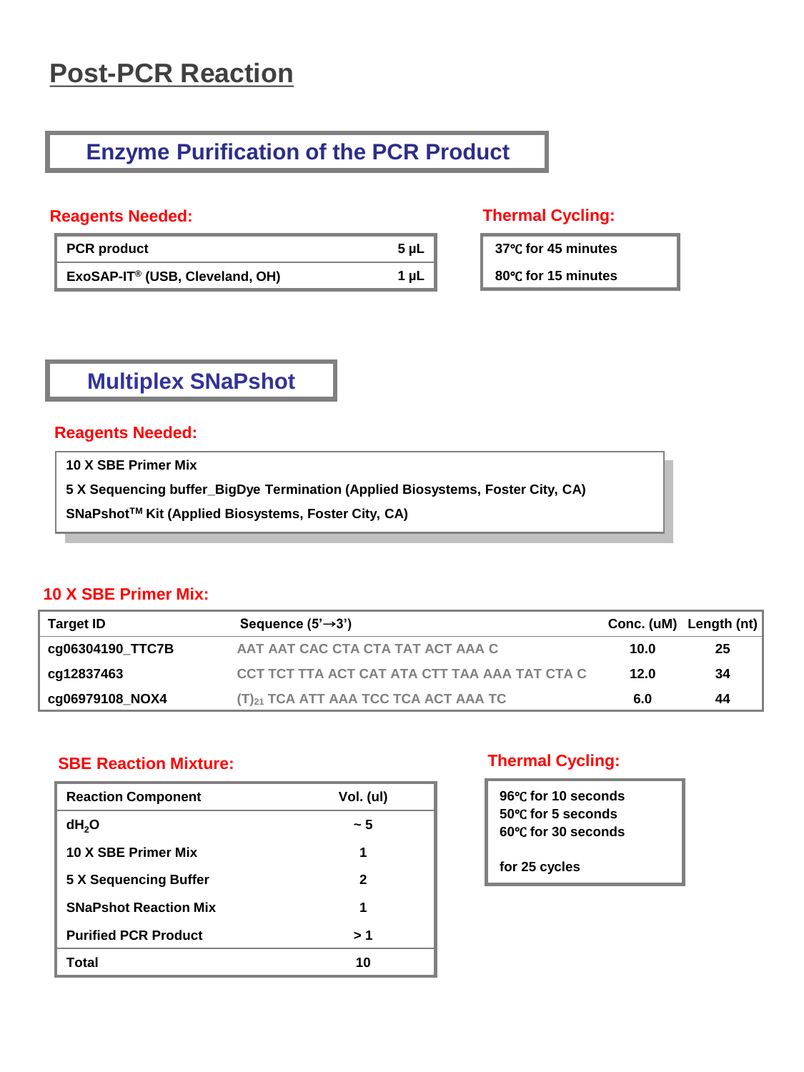# Post-PCR Reaction

## Enzyme Purification of the PCR Product

### Reagents Needed:

| | |
|---|---|
| PCR product | 5 µL |
| ExoSAP-IT® (USB, Cleveland, OH) | 1 µL |

### Thermal Cycling:

37℃ for 45 minutes

80℃ for 15 minutes

## Multiplex SNaPshot

### Reagents Needed:

10 X SBE Primer Mix

5 X Sequencing buffer_BigDye Termination (Applied Biosystems, Foster City, CA)

SNaPshot™ Kit (Applied Biosystems, Foster City, CA)

### 10 X SBE Primer Mix:

| Target ID | Sequence (5'→3') | Conc. (uM) | Length (nt) |
|---|---|---|---|
| cg06304190_TTC7B | AAT AAT CAC CTA CTA TAT ACT AAA C | 10.0 | 25 |
| cg12837463 | CCT TCT TTA ACT CAT ATA CTT TAA AAA TAT CTA C | 12.0 | 34 |
| cg06979108_NOX4 | $(T)_{21}$ TCA ATT AAA TCC TCA ACT AAA TC | 6.0 | 44 |

### SBE Reaction Mixture:

| Reaction Component | Vol. (ul) |
|---|---|
| $dH_2O$ | ~ 5 |
| 10 X SBE Primer Mix | 1 |
| 5 X Sequencing Buffer | 2 |
| SNaPshot Reaction Mix | 1 |
| Purified PCR Product | > 1 |
| Total | 10 |

### Thermal Cycling:

96℃ for 10 seconds
50℃ for 5 seconds
60℃ for 30 seconds

for 25 cycles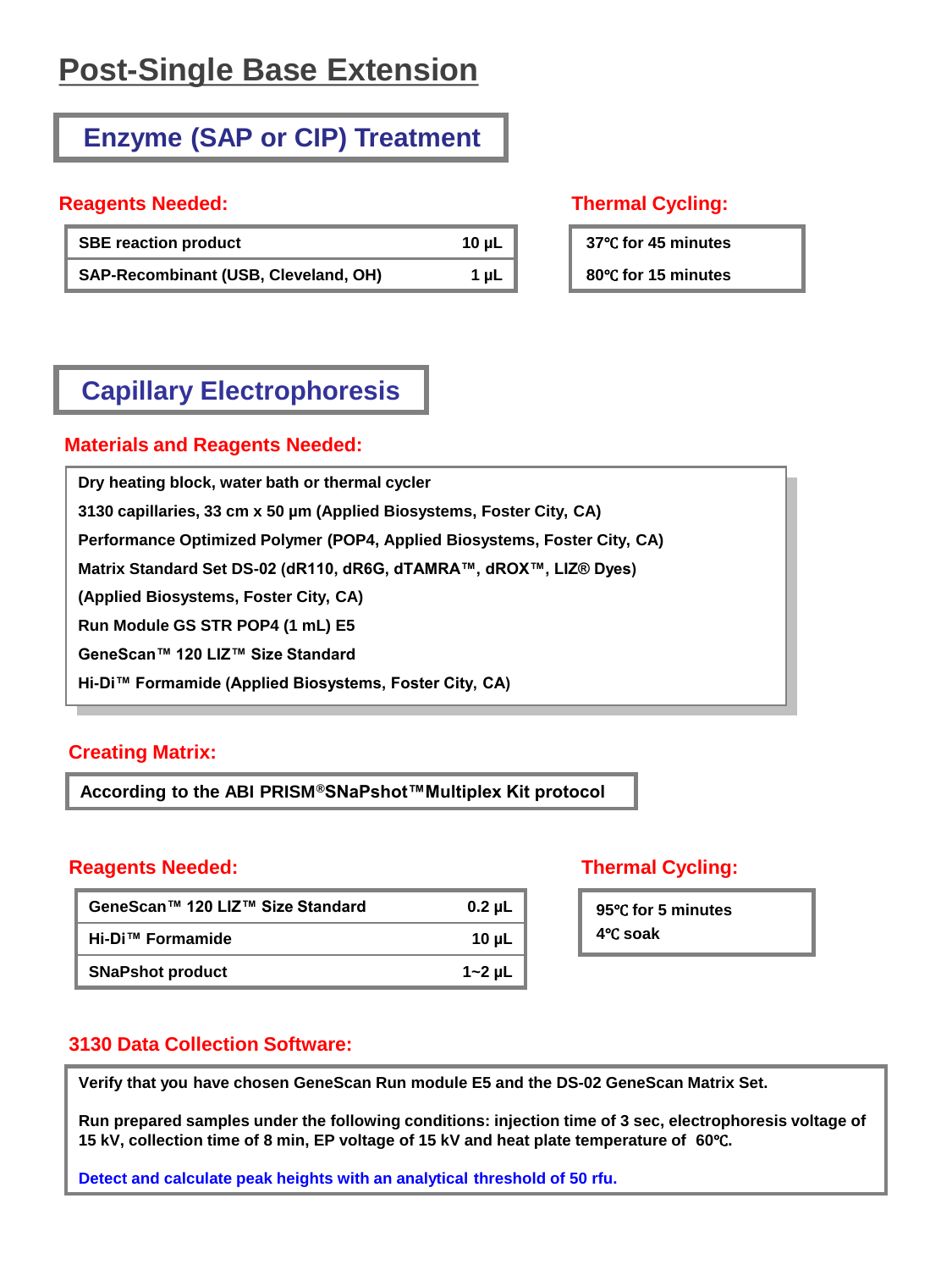# Post-Single Base Extension

## Enzyme (SAP or CIP) Treatment

### Reagents Needed:

| | |
|---|---|
| SBE reaction product | 10 µL |
| SAP-Recombinant (USB, Cleveland, OH) | 1 µL |

### Thermal Cycling:

- 37℃ for 45 minutes
- 80℃ for 15 minutes

## Capillary Electrophoresis

### Materials and Reagents Needed:

- Dry heating block, water bath or thermal cycler
- 3130 capillaries, 33 cm x 50 µm (Applied Biosystems, Foster City, CA)
- Performance Optimized Polymer (POP4, Applied Biosystems, Foster City, CA)
- Matrix Standard Set DS-02 (dR110, dR6G, dTAMRA™, dROX™, LIZ® Dyes) (Applied Biosystems, Foster City, CA)
- Run Module GS STR POP4 (1 mL) E5
- GeneScan™ 120 LIZ™ Size Standard
- Hi-Di™ Formamide (Applied Biosystems, Foster City, CA)

### Creating Matrix:

According to the ABI PRISM®SNaPshot™Multiplex Kit protocol

### Reagents Needed:

| | |
|---|---|
| GeneScan™ 120 LIZ™ Size Standard | 0.2 µL |
| Hi-Di™ Formamide | 10 µL |
| SNaPshot product | 1~2 µL |

### Thermal Cycling:

- 95℃ for 5 minutes
- 4℃ soak

### 3130 Data Collection Software:

Verify that you have chosen GeneScan Run module E5 and the DS-02 GeneScan Matrix Set.

Run prepared samples under the following conditions: injection time of 3 sec, electrophoresis voltage of 15 kV, collection time of 8 min, EP voltage of 15 kV and heat plate temperature of 60℃.

Detect and calculate peak heights with an analytical threshold of 50 rfu.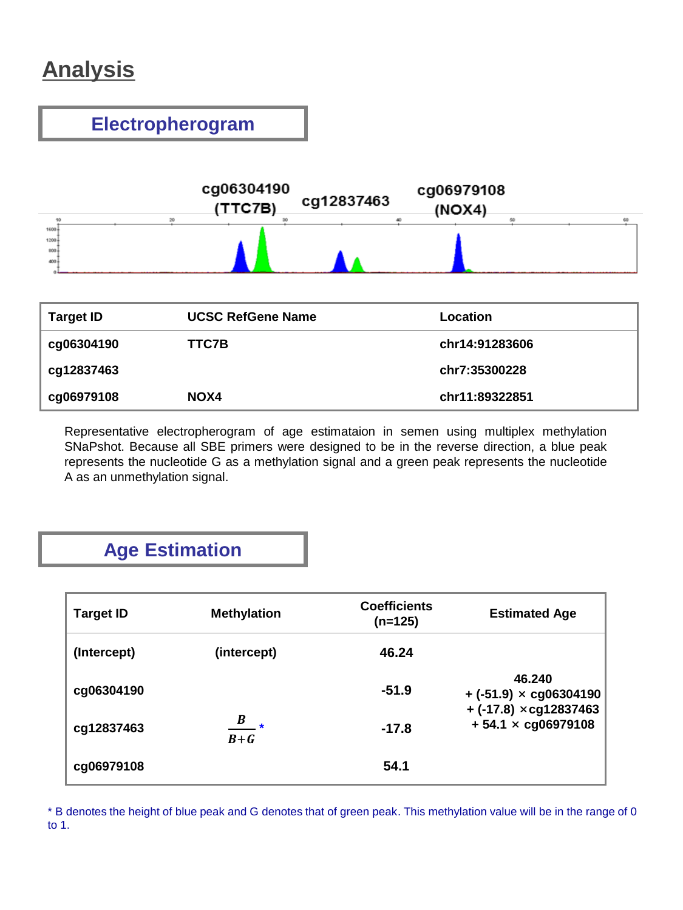# Analysis

## Electropherogram

cg06304190 (TTC7B)

cg12837463

cg06979108 (NOX4)

10 20 30 40 50 60

1600 1200 800 400 0

| Target ID | UCSC RefGene Name | Location |
|---|---|---|
| cg06304190 | TTC7B | chr14:91283606 |
| cg12837463 | | chr7:35300228 |
| cg06979108 | NOX4 | chr11:89322851 |

Representative electropherogram of age estimataion in semen using multiplex methylation SNaPshot. Because all SBE primers were designed to be in the reverse direction, a blue peak represents the nucleotide G as a methylation signal and a green peak represents the nucleotide A as an unmethylation signal.

## Age Estimation

| Target ID | Methylation | Coefficients (n=125) | Estimated Age |
|---|---|---|---|
| (Intercept) | (intercept) | 46.24 | |
| cg06304190 | | -51.9 | 46.240 + (-51.9) × cg06304190 + (-17.8) ×cg12837463 + 54.1 × cg06979108 |
| cg12837463 | $\frac{B}{B+G}$ * | -17.8 | |
| cg06979108 | | 54.1 | |

\* B denotes the height of blue peak and G denotes that of green peak. This methylation value will be in the range of 0 to 1.